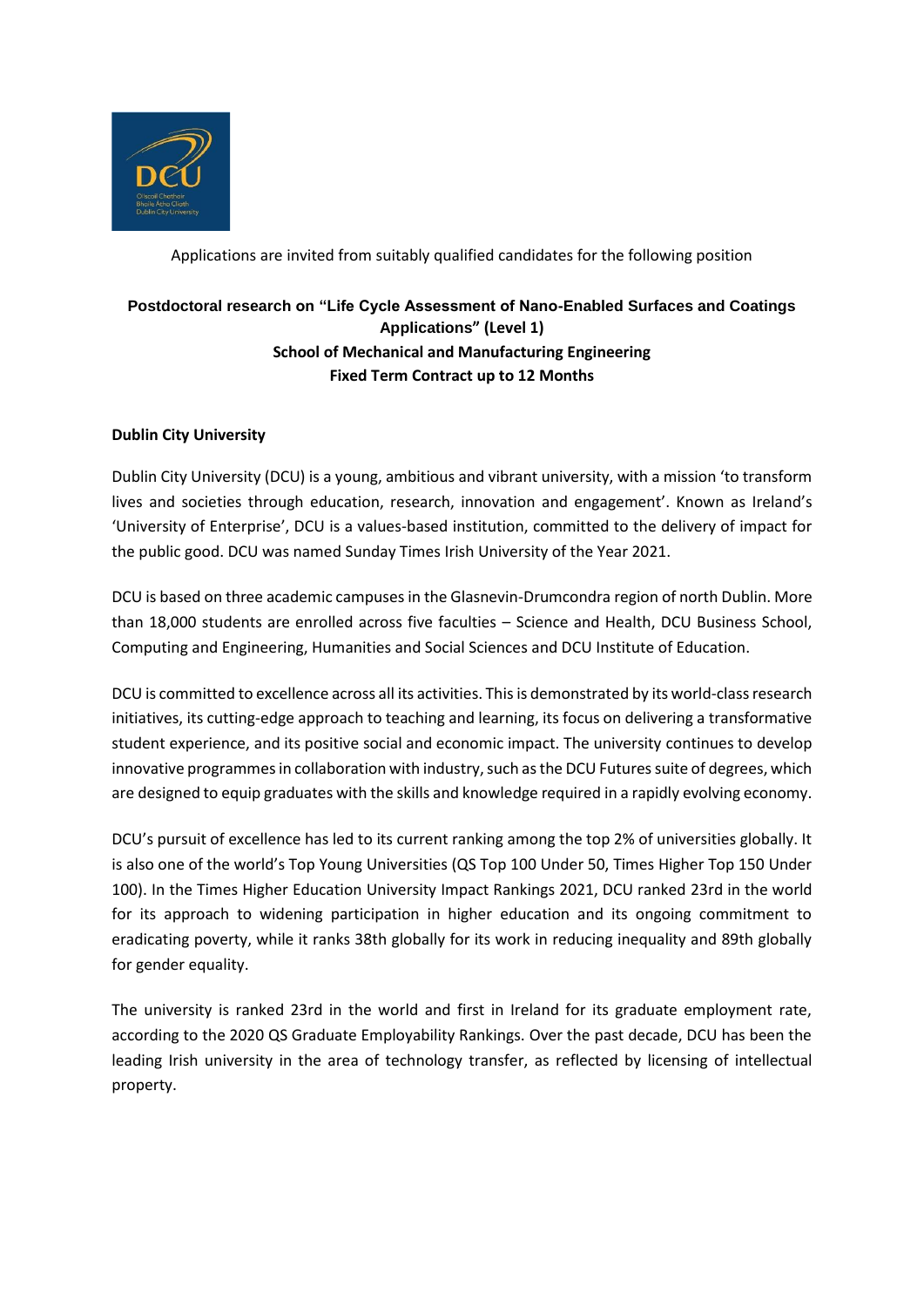Applications are invited from suitably qualified candidates for the following position

# Postdoctoral research on "Life Cycle Assessment of Nano-Enabled Surfaces and Coatings Applications" (Level 1)

## School of Mechanical and Manufacturing Engineering

## Fixed Term Contract up to 12 Months

**Dublin City University**

Dublin City University (DCU) is a young, ambitious and vibrant university, with a mission 'to transform lives and societies through education, research, innovation and engagement'. Known as Ireland's 'University of Enterprise', DCU is a values-based institution, committed to the delivery of impact for the public good. DCU was named Sunday Times Irish University of the Year 2021.

DCU is based on three academic campuses in the Glasnevin-Drumcondra region of north Dublin. More than 18,000 students are enrolled across five faculties – Science and Health, DCU Business School, Computing and Engineering, Humanities and Social Sciences and DCU Institute of Education.

DCU is committed to excellence across all its activities. This is demonstrated by its world-class research initiatives, its cutting-edge approach to teaching and learning, its focus on delivering a transformative student experience, and its positive social and economic impact. The university continues to develop innovative programmes in collaboration with industry, such as the DCU Futures suite of degrees, which are designed to equip graduates with the skills and knowledge required in a rapidly evolving economy.

DCU's pursuit of excellence has led to its current ranking among the top 2% of universities globally. It is also one of the world's Top Young Universities (QS Top 100 Under 50, Times Higher Top 150 Under 100). In the Times Higher Education University Impact Rankings 2021, DCU ranked 23rd in the world for its approach to widening participation in higher education and its ongoing commitment to eradicating poverty, while it ranks 38th globally for its work in reducing inequality and 89th globally for gender equality.

The university is ranked 23rd in the world and first in Ireland for its graduate employment rate, according to the 2020 QS Graduate Employability Rankings. Over the past decade, DCU has been the leading Irish university in the area of technology transfer, as reflected by licensing of intellectual property.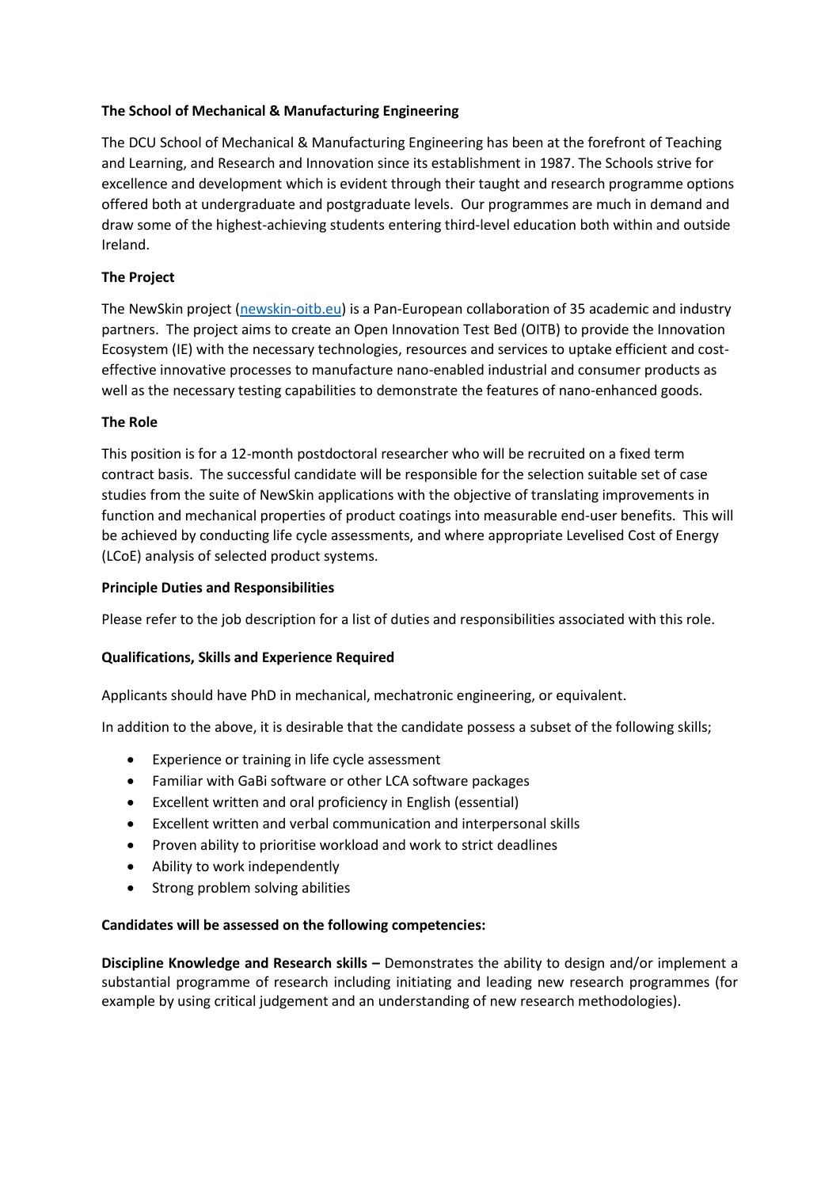**The School of Mechanical & Manufacturing Engineering**

The DCU School of Mechanical & Manufacturing Engineering has been at the forefront of Teaching and Learning, and Research and Innovation since its establishment in 1987. The Schools strive for excellence and development which is evident through their taught and research programme options offered both at undergraduate and postgraduate levels. Our programmes are much in demand and draw some of the highest-achieving students entering third-level education both within and outside Ireland.

**The Project**

The NewSkin project ([newskin-oitb.eu](newskin-oitb.eu)) is a Pan-European collaboration of 35 academic and industry partners. The project aims to create an Open Innovation Test Bed (OITB) to provide the Innovation Ecosystem (IE) with the necessary technologies, resources and services to uptake efficient and cost-effective innovative processes to manufacture nano-enabled industrial and consumer products as well as the necessary testing capabilities to demonstrate the features of nano-enhanced goods.

**The Role**

This position is for a 12-month postdoctoral researcher who will be recruited on a fixed term contract basis. The successful candidate will be responsible for the selection suitable set of case studies from the suite of NewSkin applications with the objective of translating improvements in function and mechanical properties of product coatings into measurable end-user benefits. This will be achieved by conducting life cycle assessments, and where appropriate Levelised Cost of Energy (LCoE) analysis of selected product systems.

**Principle Duties and Responsibilities**

Please refer to the job description for a list of duties and responsibilities associated with this role.

**Qualifications, Skills and Experience Required**

Applicants should have PhD in mechanical, mechatronic engineering, or equivalent.

In addition to the above, it is desirable that the candidate possess a subset of the following skills;

- Experience or training in life cycle assessment
- Familiar with GaBi software or other LCA software packages
- Excellent written and oral proficiency in English (essential)
- Excellent written and verbal communication and interpersonal skills
- Proven ability to prioritise workload and work to strict deadlines
- Ability to work independently
- Strong problem solving abilities

**Candidates will be assessed on the following competencies:**

**Discipline Knowledge and Research skills –** Demonstrates the ability to design and/or implement a substantial programme of research including initiating and leading new research programmes (for example by using critical judgement and an understanding of new research methodologies).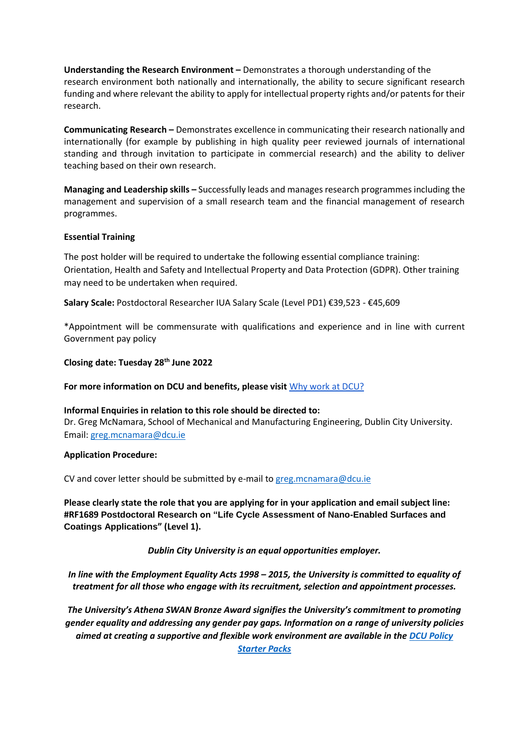**Understanding the Research Environment –** Demonstrates a thorough understanding of the research environment both nationally and internationally, the ability to secure significant research funding and where relevant the ability to apply for intellectual property rights and/or patents for their research.

**Communicating Research –** Demonstrates excellence in communicating their research nationally and internationally (for example by publishing in high quality peer reviewed journals of international standing and through invitation to participate in commercial research) and the ability to deliver teaching based on their own research.

**Managing and Leadership skills –** Successfully leads and manages research programmes including the management and supervision of a small research team and the financial management of research programmes.

**Essential Training**

The post holder will be required to undertake the following essential compliance training: Orientation, Health and Safety and Intellectual Property and Data Protection (GDPR). Other training may need to be undertaken when required.

**Salary Scale:** Postdoctoral Researcher IUA Salary Scale (Level PD1) €39,523 - €45,609

*Appointment will be commensurate with qualifications and experience and in line with current Government pay policy

**Closing date: Tuesday 28th June 2022**

**For more information on DCU and benefits, please visit** [Why work at DCU?]

**Informal Enquiries in relation to this role should be directed to:**
Dr. Greg McNamara, School of Mechanical and Manufacturing Engineering, Dublin City University.
Email: greg.mcnamara@dcu.ie

**Application Procedure:**

CV and cover letter should be submitted by e-mail to greg.mcnamara@dcu.ie

**Please clearly state the role that you are applying for in your application and email subject line: #RF1689 Postdoctoral Research on "Life Cycle Assessment of Nano-Enabled Surfaces and Coatings Applications" (Level 1).**

***Dublin City University is an equal opportunities employer.***

***In line with the Employment Equality Acts 1998 – 2015, the University is committed to equality of treatment for all those who engage with its recruitment, selection and appointment processes.***

***The University's Athena SWAN Bronze Award signifies the University's commitment to promoting gender equality and addressing any gender pay gaps. Information on a range of university policies aimed at creating a supportive and flexible work environment are available in the DCU Policy Starter Packs***